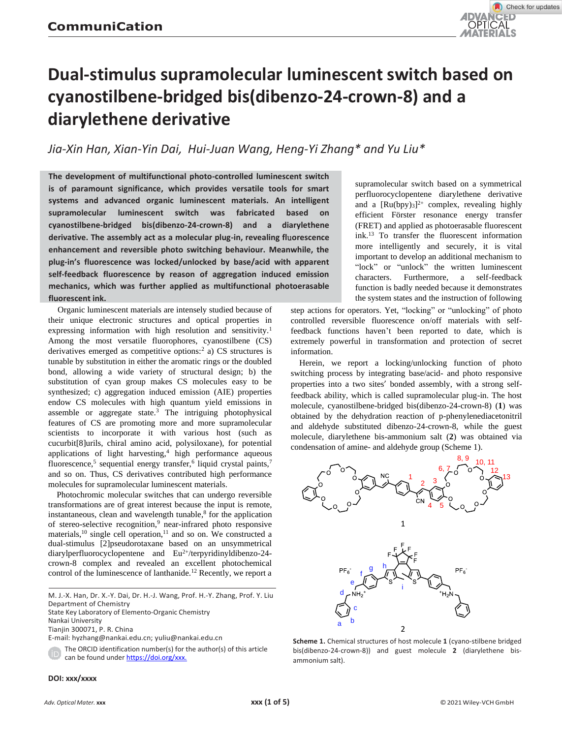**CommuniCation**

# Dual-stimulus supramolecular luminescent switch based on cyanostilbene-bridged bis(dibenzo-24-crown-8) and a diarylethene derivative

*Jia-Xin Han, Xian-Yin Dai, Hui-Juan Wang, Heng-Yi Zhang\* and Yu Liu\**

**The development of multifunctional photo-controlled luminescent switch is of paramount significance, which provides versatile tools for smart systems and advanced organic luminescent materials. An intelligent supramolecular luminescent switch was fabricated based on cyanostilbene-bridged bis(dibenzo-24-crown-8) and a diarylethene derivative. The assembly act as a molecular plug-in, revealing fluorescence enhancement and reversible photo switching behaviour. Meanwhile, the plug-in's fluorescence was locked/unlocked by base/acid with apparent self-feedback fluorescence by reason of aggregation induced emission mechanics, which was further applied as multifunctional photoerasable fluorescent ink.**

Organic luminescent materials are intensely studied because of their unique electronic structures and optical properties in expressing information with high resolution and sensitivity.[1] Among the most versatile fluorophores, cyanostilbene (CS) derivatives emerged as competitive options:[2] a) CS structures is tunable by substitution in either the aromatic rings or the doubled bond, allowing a wide variety of structural design; b) the substitution of cyan group makes CS molecules easy to be synthesized; c) aggregation induced emission (AIE) properties endow CS molecules with high quantum yield emissions in assemble or aggregate state.[3] The intriguing photophysical features of CS are promoting more and more supramolecular scientists to incorporate it with various host (such as cucurbit[8]urils, chiral amino acid, polysiloxane), for potential applications of light harvesting,[4] high performance aqueous fluorescence,[5] sequential energy transfer,[6] liquid crystal paints,[7] and so on. Thus, CS derivatives contributed high performance molecules for supramolecular luminescent materials.

Photochromic molecular switches that can undergo reversible transformations are of great interest because the input is remote, instantaneous, clean and wavelength tunable,[8] for the application of stereo-selective recognition,[9] near-infrared photo responsive materials,[10] single cell operation,[11] and so on. We constructed a dual-stimulus [2]pseudorotaxane based on an unsymmetrical diarylperfluorocyclopentene and $Eu^{2+}$/terpyridinyldibenzo-24-crown-8 complex and revealed an excellent photochemical control of the luminescence of lanthanide.[12] Recently, we report a supramolecular switch based on a symmetrical perfluorocyclopentene diarylethene derivative and a $[Ru(bpy)_3]^{2+}$ complex, revealing highly efficient Förster resonance energy transfer (FRET) and applied as photoerasable fluorescent ink.[13] To transfer the fluorescent information more intelligently and securely, it is vital important to develop an additional mechanism to "lock" or "unlock" the written luminescent characters. Furthermore, a self-feedback function is badly needed because it demonstrates the system states and the instruction of following step actions for operators. Yet, "locking" or "unlocking" of photo controlled reversible fluorescence on/off materials with self-feedback functions haven't been reported to date, which is extremely powerful in transformation and protection of secret information.

Herein, we report a locking/unlocking function of photo switching process by integrating base/acid- and photo responsive properties into a two sites' bonded assembly, with a strong self-feedback ability, which is called supramolecular plug-in. The host molecule, cyanostilbene-bridged bis(dibenzo-24-crown-8) (**1**) was obtained by the dehydration reaction of p-phenylenediacetonitril and aldehyde substituted dibenzo-24-crown-8, while the guest molecule, diarylethene bis-ammonium salt (**2**) was obtained via condensation of amine- and aldehyde group (Scheme 1).

**Scheme 1.** Chemical structures of host molecule **1** (cyano-stilbene bridged bis(dibenzo-24-crown-8)) and guest molecule **2** (diarylethene bis-ammonium salt).

M. J.-X. Han, Dr. X.-Y. Dai, Dr. H.-J. Wang, Prof. H.-Y. Zhang, Prof. Y. Liu
Department of Chemistry
State Key Laboratory of Elemento-Organic Chemistry
Nankai University
Tianjin 300071, P. R. China
E-mail: hyzhang@nankai.edu.cn; yuliu@nankai.edu.cn

The ORCID identification number(s) for the author(s) of this article can be found under https://doi.org/xxx.

DOI: xxx/xxxx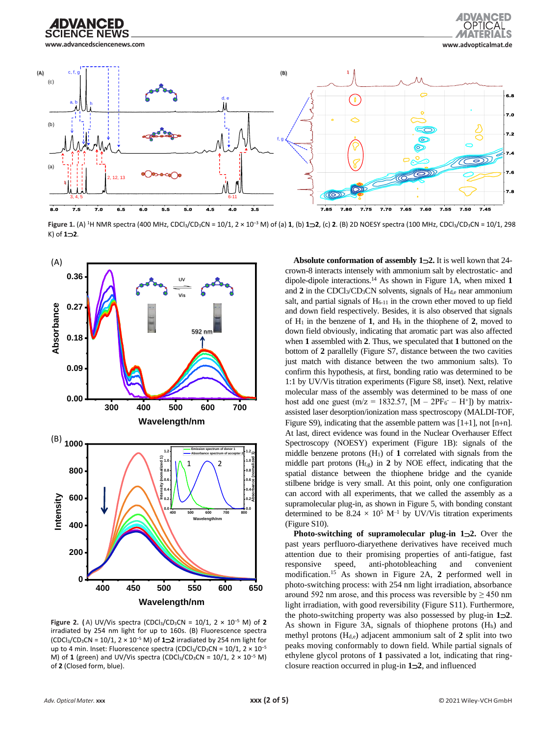**Figure 1.** (A) $^1$H NMR spectra (400 MHz, $CDCl_3/CD_3CN$ = 10/1, 2 × $10^{-3}$ M) of (a) **1**, (b) **1⊃2**, (c) **2**. (B) 2D NOESY spectra (100 MHz, $CDCl_3/CD_3CN$ = 10/1, 298 K) of **1⊃2**.

**Figure 2.** (A) UV/Vis spectra ($CDCl_3/CD_3CN$ = 10/1, 2 × $10^{-5}$ M) of **2** irradiated by 254 nm light for up to 160s. (B) Fluorescence spectra ($CDCl_3/CD_3CN$ = 10/1, 2 × $10^{-5}$ M) of **1⊃2** irradiated by 254 nm light for up to 4 min. Inset: Fluorescence spectra ($CDCl_3/CD_3CN$ = 10/1, 2 × $10^{-5}$ M) of **1** (green) and UV/Vis spectra ($CDCl_3/CD_3CN$ = 10/1, 2 × $10^{-5}$ M) of **2** (Closed form, blue).

**Absolute conformation of assembly 1⊃2.** It is well kown that 24-crown-8 interacts intensely with ammonium salt by electrostatic- and dipole-dipole interactions.[14] As shown in Figure 1A, when mixed **1** and **2** in the $CDCl_3/CD_3CN$ solvents, signals of $H_{d,e}$ near ammonium salt, and partial signals of $H_{6\text{-}11}$ in the crown ether moved to up field and down field respectively. Besides, it is also observed that signals of $H_1$ in the benzene of **1**, and $H_h$ in the thiophene of **2**, moved to down field obviously, indicating that aromatic part was also affected when **1** assembled with **2**. Thus, we speculated that **1** buttoned on the bottom of **2** parallelly (Figure S7, distance between the two cavities just match with distance between the two ammonium salts). To confirm this hypothesis, at first, bonding ratio was determined to be 1:1 by UV/Vis titration experiments (Figure S8, inset). Next, relative molecular mass of the assembly was determined to be mass of one host add one guest (m/z = 1832.57, $[M - 2PF_6^- - H^+]$) by matrix-assisted laser desorption/ionization mass spectroscopy (MALDI-TOF, Figure S9), indicating that the assemble pattern was [1+1], not [n+n]. At last, direct evidence was found in the Nuclear Overhauser Effect Spectroscopy (NOESY) experiment (Figure 1B): signals of the middle benzene protons ($H_1$) of **1** correlated with signals from the middle part protons ($H_{f,g}$) in **2** by NOE effect, indicating that the spatial distance between the thiophene bridge and the cyanide stilbene bridge is very small. At this point, only one configuration can accord with all experiments, that we called the assembly as a supramolecular plug-in, as shown in Figure 5, with bonding constant determined to be 8.24 × $10^5$ $M^{-1}$ by UV/Vis titration experiments (Figure S10).

**Photo-switching of supramolecular plug-in 1⊃2.** Over the past years perfluoro-diarylethene derivatives have received much attention due to their promising properties of anti-fatigue, fast responsive speed, anti-photobleaching and convenient modification.[15] As shown in Figure 2A, **2** performed well in photo-switching process: with 254 nm light irradiation, absorbance around 592 nm arose, and this process was reversible by ≥ 450 nm light irradiation, with good reversibility (Figure S11). Furthermore, the photo-switching property was also possessed by plug-in **1⊃2**. As shown in Figure 3A, signals of thiophene protons ($H_h$) and methyl protons ($H_{d,e}$) adjacent ammonium salt of **2** split into two peaks moving conformably to down field. While partial signals of ethylene glycol protons of **1** passivated a lot, indicating that ring-closure reaction occurred in plug-in **1⊃2**, and influenced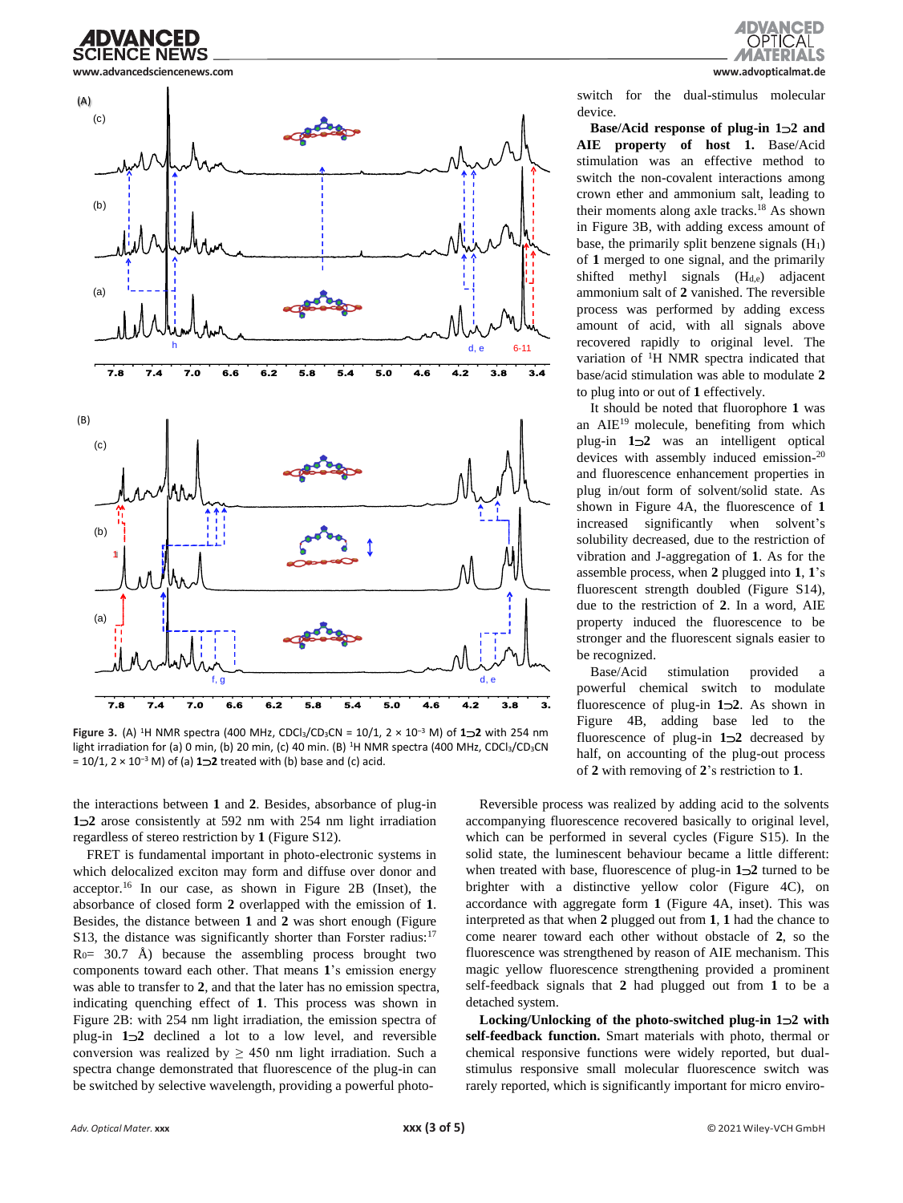**Figure 3.** (A) $^{1}$H NMR spectra (400 MHz, $CDCl_3/CD_3CN$ = 10/1, $2 \times 10^{-3}$ M) of **1⊃2** with 254 nm light irradiation for (a) 0 min, (b) 20 min, (c) 40 min. (B) $^{1}$H NMR spectra (400 MHz, $CDCl_3/CD_3CN$ = 10/1, $2 \times 10^{-3}$ M) of (a) **1⊃2** treated with (b) base and (c) acid.

the interactions between **1** and **2**. Besides, absorbance of plug-in **1⊃2** arose consistently at 592 nm with 254 nm light irradiation regardless of stereo restriction by **1** (Figure S12).

FRET is fundamental important in photo-electronic systems in which delocalized exciton may form and diffuse over donor and acceptor.[16] In our case, as shown in Figure 2B (Inset), the absorbance of closed form **2** overlapped with the emission of **1**. Besides, the distance between **1** and **2** was short enough (Figure S13, the distance was significantly shorter than Forster radius:[17] $R_0$= 30.7 Å) because the assembling process brought two components toward each other. That means **1**'s emission energy was able to transfer to **2**, and that the later has no emission spectra, indicating quenching effect of **1**. This process was shown in Figure 2B: with 254 nm light irradiation, the emission spectra of plug-in **1⊃2** declined a lot to a low level, and reversible conversion was realized by ≥ 450 nm light irradiation. Such a spectra change demonstrated that fluorescence of the plug-in can be switched by selective wavelength, providing a powerful photo-switch for the dual-stimulus molecular device.

**Base/Acid response of plug-in 1⊃2 and AIE property of host 1.** Base/Acid stimulation was an effective method to switch the non-covalent interactions among crown ether and ammonium salt, leading to their moments along axle tracks.[18] As shown in Figure 3B, with adding excess amount of base, the primarily split benzene signals ($H_1$) of **1** merged to one signal, and the primarily shifted methyl signals ($H_{d,e}$) adjacent ammonium salt of **2** vanished. The reversible process was performed by adding excess amount of acid, with all signals above recovered rapidly to original level. The variation of $^{1}$H NMR spectra indicated that base/acid stimulation was able to modulate **2** to plug into or out of **1** effectively.

It should be noted that fluorophore **1** was an AIE[19] molecule, benefiting from which plug-in **1⊃2** was an intelligent optical devices with assembly induced emission-[20] and fluorescence enhancement properties in plug in/out form of solvent/solid state. As shown in Figure 4A, the fluorescence of **1** increased significantly when solvent's solubility decreased, due to the restriction of vibration and J-aggregation of **1**. As for the assemble process, when **2** plugged into **1**, **1**'s fluorescent strength doubled (Figure S14), due to the restriction of **2**. In a word, AIE property induced the fluorescence to be stronger and the fluorescent signals easier to be recognized.

Base/Acid stimulation provided a powerful chemical switch to modulate fluorescence of plug-in **1⊃2**. As shown in Figure 4B, adding base led to the fluorescence of plug-in **1⊃2** decreased by half, on accounting of the plug-out process of **2** with removing of **2**'s restriction to **1**.

Reversible process was realized by adding acid to the solvents accompanying fluorescence recovered basically to original level, which can be performed in several cycles (Figure S15). In the solid state, the luminescent behaviour became a little different: when treated with base, fluorescence of plug-in **1⊃2** turned to be brighter with a distinctive yellow color (Figure 4C), on accordance with aggregate form **1** (Figure 4A, inset). This was interpreted as that when **2** plugged out from **1**, **1** had the chance to come nearer toward each other without obstacle of **2**, so the fluorescence was strengthened by reason of AIE mechanism. This magic yellow fluorescence strengthening provided a prominent self-feedback signals that **2** had plugged out from **1** to be a detached system.

**Locking/Unlocking of the photo-switched plug-in 1⊃2 with self-feedback function.** Smart materials with photo, thermal or chemical responsive functions were widely reported, but dual-stimulus responsive small molecular fluorescence switch was rarely reported, which is significantly important for micro enviro-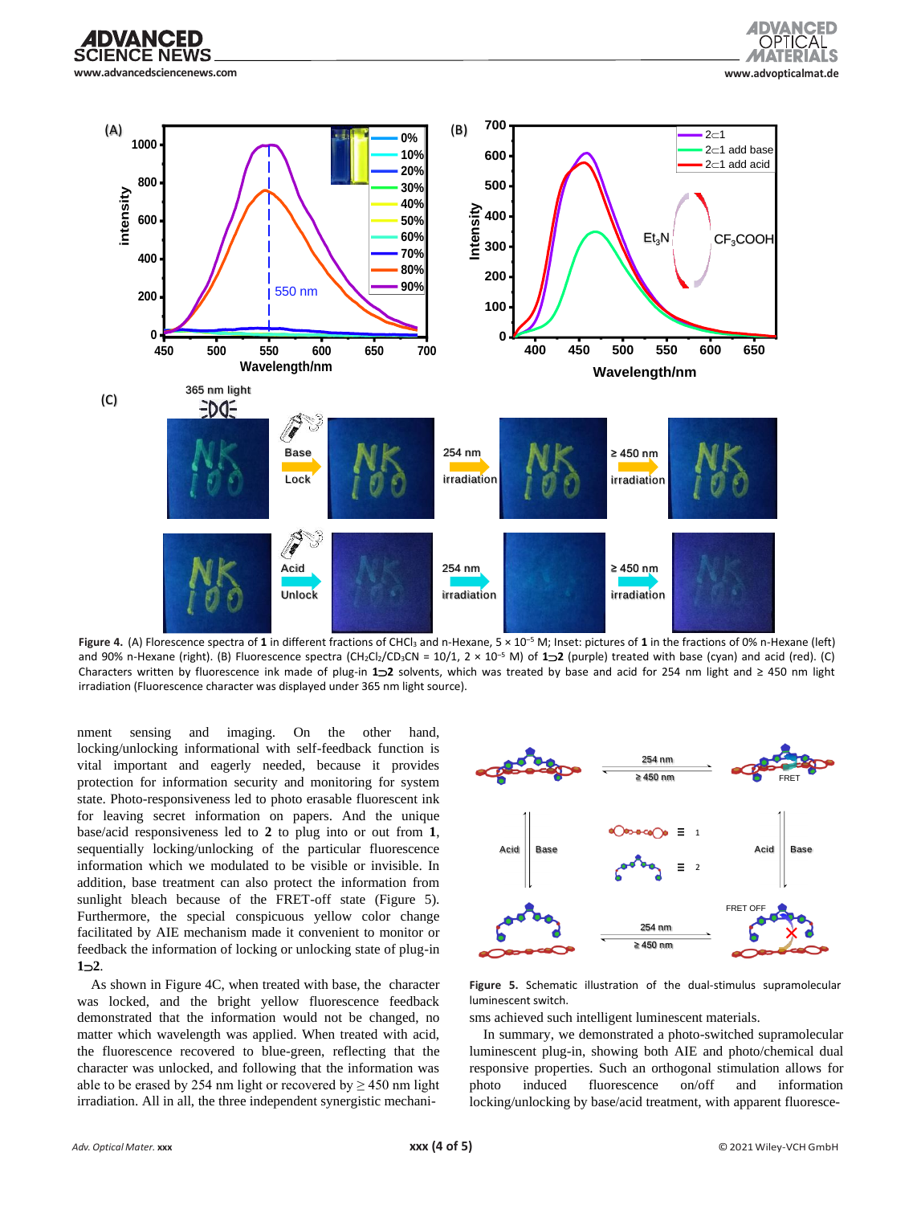**Figure 4.** (A) Florescence spectra of **1** in different fractions of $CHCl_3$ and n-Hexane, $5 \times 10^{-5}$ M; Inset: pictures of **1** in the fractions of 0% n-Hexane (left) and 90% n-Hexane (right). (B) Fluorescence spectra ($CH_2Cl_2/CD_3CN$ = 10/1, $2 \times 10^{-5}$ M) of **1⊃2** (purple) treated with base (cyan) and acid (red). (C) Characters written by fluorescence ink made of plug-in **1⊃2** solvents, which was treated by base and acid for 254 nm light and ≥ 450 nm light irradiation (Fluorescence character was displayed under 365 nm light source).

nment sensing and imaging. On the other hand, locking/unlocking informational with self-feedback function is vital important and eagerly needed, because it provides protection for information security and monitoring for system state. Photo-responsiveness led to photo erasable fluorescent ink for leaving secret information on papers. And the unique base/acid responsiveness led to **2** to plug into or out from **1**, sequentially locking/unlocking of the particular fluorescence information which we modulated to be visible or invisible. In addition, base treatment can also protect the information from sunlight bleach because of the FRET-off state (Figure 5). Furthermore, the special conspicuous yellow color change facilitated by AIE mechanism made it convenient to monitor or feedback the information of locking or unlocking state of plug-in **1⊃2**.

As shown in Figure 4C, when treated with base, the character was locked, and the bright yellow fluorescence feedback demonstrated that the information would not be changed, no matter which wavelength was applied. When treated with acid, the fluorescence recovered to blue-green, reflecting that the character was unlocked, and following that the information was able to be erased by 254 nm light or recovered by ≥ 450 nm light irradiation. All in all, the three independent synergistic mechanisms achieved such intelligent luminescent materials.

**Figure 5.** Schematic illustration of the dual-stimulus supramolecular luminescent switch.

In summary, we demonstrated a photo-switched supramolecular luminescent plug-in, showing both AIE and photo/chemical dual responsive properties. Such an orthogonal stimulation allows for photo induced fluorescence on/off and information locking/unlocking by base/acid treatment, with apparent fluoresce-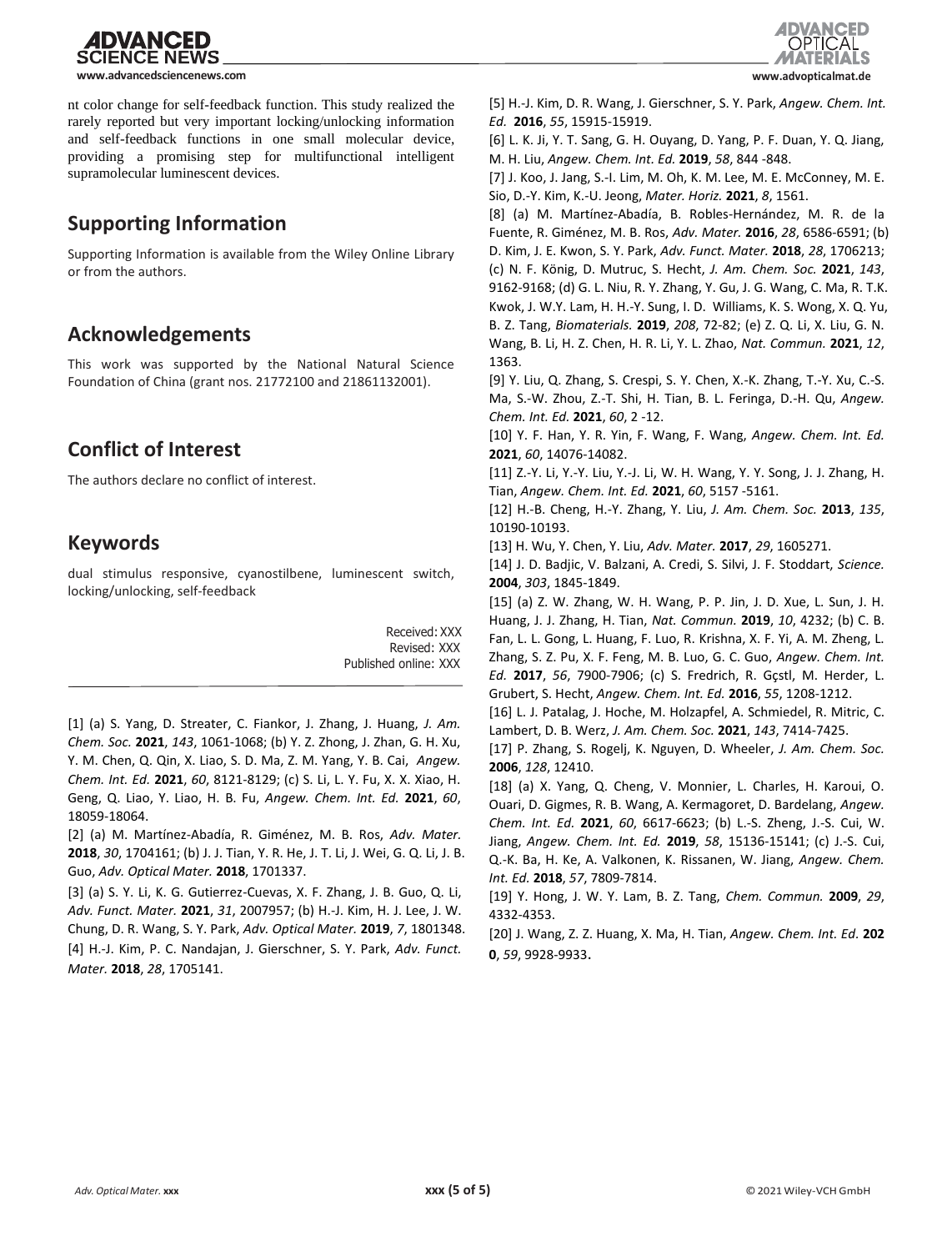nt color change for self-feedback function. This study realized the rarely reported but very important locking/unlocking information and self-feedback functions in one small molecular device, providing a promising step for multifunctional intelligent supramolecular luminescent devices.

## Supporting Information

Supporting Information is available from the Wiley Online Library or from the authors.

## Acknowledgements

This work was supported by the National Natural Science Foundation of China (grant nos. 21772100 and 21861132001).

## Conflict of Interest

The authors declare no conflict of interest.

## Keywords

dual stimulus responsive, cyanostilbene, luminescent switch, locking/unlocking, self-feedback

Received: XXX
Revised: XXX
Published online: XXX

[1] (a) S. Yang, D. Streater, C. Fiankor, J. Zhang, J. Huang, *J. Am. Chem. Soc.* **2021**, *143*, 1061-1068; (b) Y. Z. Zhong, J. Zhan, G. H. Xu, Y. M. Chen, Q. Qin, X. Liao, S. D. Ma, Z. M. Yang, Y. B. Cai, *Angew. Chem. Int. Ed.* **2021**, *60*, 8121-8129; (c) S. Li, L. Y. Fu, X. X. Xiao, H. Geng, Q. Liao, Y. Liao, H. B. Fu, *Angew. Chem. Int. Ed.* **2021**, *60*, 18059-18064.

[2] (a) M. Martínez-Abadía, R. Giménez, M. B. Ros, *Adv. Mater.* **2018**, *30*, 1704161; (b) J. J. Tian, Y. R. He, J. T. Li, J. Wei, G. Q. Li, J. B. Guo, *Adv. Optical Mater.* **2018**, 1701337.

[3] (a) S. Y. Li, K. G. Gutierrez-Cuevas, X. F. Zhang, J. B. Guo, Q. Li, *Adv. Funct. Mater.* **2021**, *31*, 2007957; (b) H.-J. Kim, H. J. Lee, J. W. Chung, D. R. Wang, S. Y. Park, *Adv. Optical Mater.* **2019**, *7*, 1801348.

[4] H.-J. Kim, P. C. Nandajan, J. Gierschner, S. Y. Park, *Adv. Funct. Mater.* **2018**, *28*, 1705141.

[5] H.-J. Kim, D. R. Wang, J. Gierschner, S. Y. Park, *Angew. Chem. Int. Ed.* **2016**, *55*, 15915-15919.

[6] L. K. Ji, Y. T. Sang, G. H. Ouyang, D. Yang, P. F. Duan, Y. Q. Jiang, M. H. Liu, *Angew. Chem. Int. Ed.* **2019**, *58*, 844 -848.

[7] J. Koo, J. Jang, S.-I. Lim, M. Oh, K. M. Lee, M. E. McConney, M. E. Sio, D.-Y. Kim, K.-U. Jeong, *Mater. Horiz.* **2021**, *8*, 1561.

[8] (a) M. Martínez-Abadía, B. Robles-Hernández, M. R. de la Fuente, R. Giménez, M. B. Ros, *Adv. Mater.* **2016**, *28*, 6586-6591; (b) D. Kim, J. E. Kwon, S. Y. Park, *Adv. Funct. Mater.* **2018**, *28*, 1706213; (c) N. F. König, D. Mutruc, S. Hecht, *J. Am. Chem. Soc.* **2021**, *143*, 9162-9168; (d) G. L. Niu, R. Y. Zhang, Y. Gu, J. G. Wang, C. Ma, R. T.K. Kwok, J. W.Y. Lam, H. H.-Y. Sung, I. D. Williams, K. S. Wong, X. Q. Yu, B. Z. Tang, *Biomaterials.* **2019**, *208*, 72-82; (e) Z. Q. Li, X. Liu, G. N. Wang, B. Li, H. Z. Chen, H. R. Li, Y. L. Zhao, *Nat. Commun.* **2021**, *12*, 1363.

[9] Y. Liu, Q. Zhang, S. Crespi, S. Y. Chen, X.-K. Zhang, T.-Y. Xu, C.-S. Ma, S.-W. Zhou, Z.-T. Shi, H. Tian, B. L. Feringa, D.-H. Qu, *Angew. Chem. Int. Ed.* **2021**, *60*, 2 -12.

[10] Y. F. Han, Y. R. Yin, F. Wang, F. Wang, *Angew. Chem. Int. Ed.* **2021**, *60*, 14076-14082.

[11] Z.-Y. Li, Y.-Y. Liu, Y.-J. Li, W. H. Wang, Y. Y. Song, J. J. Zhang, H. Tian, *Angew. Chem. Int. Ed.* **2021**, *60*, 5157 -5161.

[12] H.-B. Cheng, H.-Y. Zhang, Y. Liu, *J. Am. Chem. Soc.* **2013**, *135*, 10190-10193.

[13] H. Wu, Y. Chen, Y. Liu, *Adv. Mater.* **2017**, *29*, 1605271.

[14] J. D. Badjic, V. Balzani, A. Credi, S. Silvi, J. F. Stoddart, *Science.* **2004**, *303*, 1845-1849.

[15] (a) Z. W. Zhang, W. H. Wang, P. P. Jin, J. D. Xue, L. Sun, J. H. Huang, J. J. Zhang, H. Tian, *Nat. Commun.* **2019**, *10*, 4232; (b) C. B. Fan, L. L. Gong, L. Huang, F. Luo, R. Krishna, X. F. Yi, A. M. Zheng, L. Zhang, S. Z. Pu, X. F. Feng, M. B. Luo, G. C. Guo, *Angew. Chem. Int. Ed.* **2017**, *56*, 7900-7906; (c) S. Fredrich, R. Gçstl, M. Herder, L. Grubert, S. Hecht, *Angew. Chem. Int. Ed.* **2016**, *55*, 1208-1212.

[16] L. J. Patalag, J. Hoche, M. Holzapfel, A. Schmiedel, R. Mitric, C. Lambert, D. B. Werz, *J. Am. Chem. Soc.* **2021**, *143*, 7414-7425.

[17] P. Zhang, S. Rogelj, K. Nguyen, D. Wheeler, *J. Am. Chem. Soc.* **2006**, *128*, 12410.

[18] (a) X. Yang, Q. Cheng, V. Monnier, L. Charles, H. Karoui, O. Ouari, D. Gigmes, R. B. Wang, A. Kermagoret, D. Bardelang, *Angew. Chem. Int. Ed.* **2021**, *60*, 6617-6623; (b) L.-S. Zheng, J.-S. Cui, W. Jiang, *Angew. Chem. Int. Ed.* **2019**, *58*, 15136-15141; (c) J.-S. Cui, Q.-K. Ba, H. Ke, A. Valkonen, K. Rissanen, W. Jiang, *Angew. Chem. Int. Ed.* **2018**, *57*, 7809-7814.

[19] Y. Hong, J. W. Y. Lam, B. Z. Tang, *Chem. Commun.* **2009**, *29*, 4332-4353.

[20] J. Wang, Z. Z. Huang, X. Ma, H. Tian, *Angew. Chem. Int. Ed.* **2020**, *59*, 9928-9933.